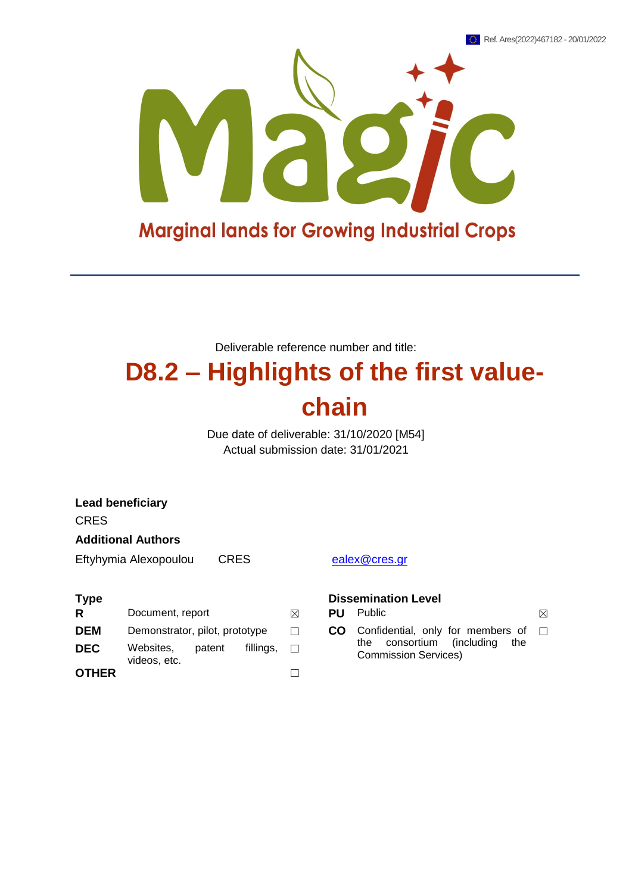Ref. Ares(2022)467182 - 20/01/2022

Magic

Marginal lands for Growing Industrial Crops

Deliverable reference number and title:

# D8.2 – Highlights of the first value-chain

Due date of deliverable: 31/10/2020 [M54]
Actual submission date: 31/01/2021

**Lead beneficiary**

CRES

**Additional Authors**

| | | |
|---|---|---|
| Eftyhymia Alexopoulou | CRES | ealex@cres.gr |

**Type**

| | | |
|---|---|---|
| **R** | Document, report | ☒ |
| **DEM** | Demonstrator, pilot, prototype | ☐ |
| **DEC** | Websites, patent fillings, videos, etc. | ☐ |
| **OTHER** | | ☐ |

**Dissemination Level**

| | | |
|---|---|---|
| **PU** | Public | ☒ |
| **CO** | Confidential, only for members of the consortium (including the Commission Services) | ☐ |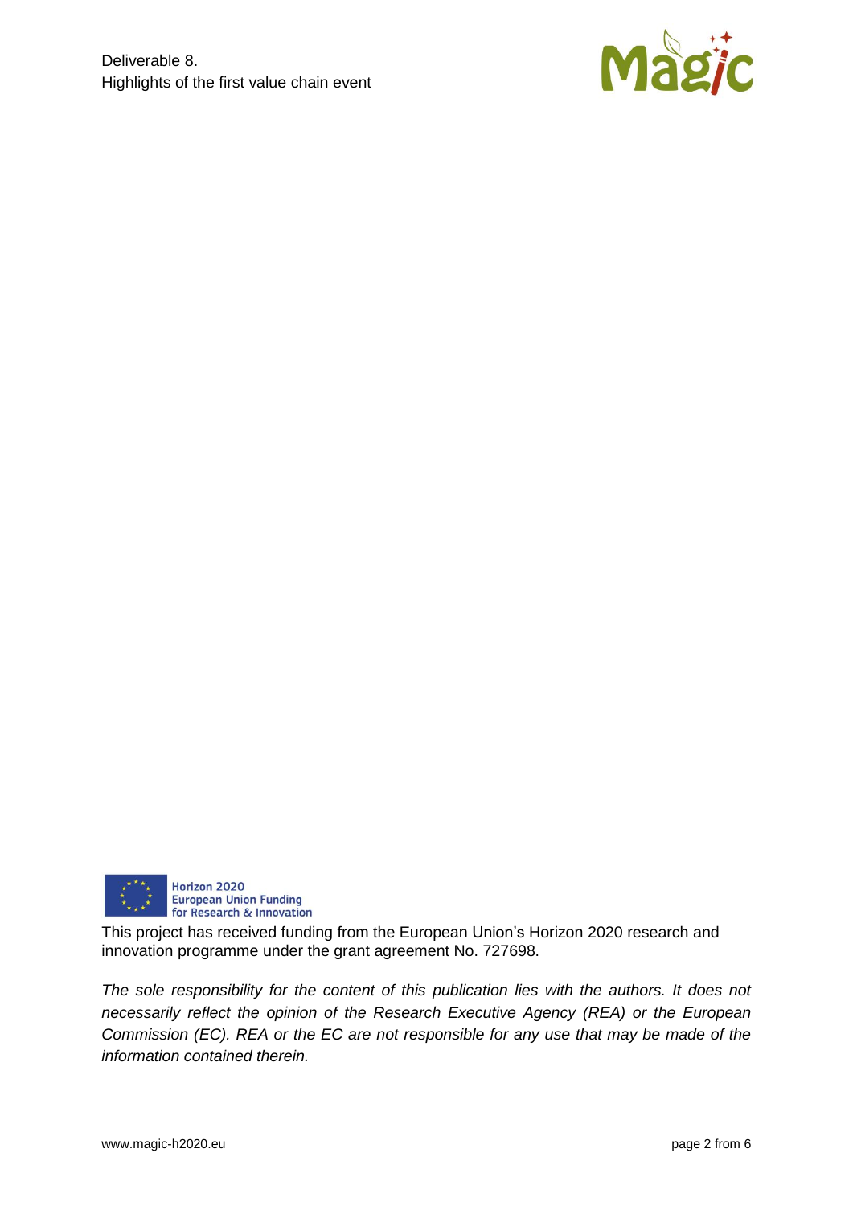Horizon 2020
European Union Funding
for Research & Innovation

This project has received funding from the European Union's Horizon 2020 research and innovation programme under the grant agreement No. 727698.

*The sole responsibility for the content of this publication lies with the authors. It does not necessarily reflect the opinion of the Research Executive Agency (REA) or the European Commission (EC). REA or the EC are not responsible for any use that may be made of the information contained therein.*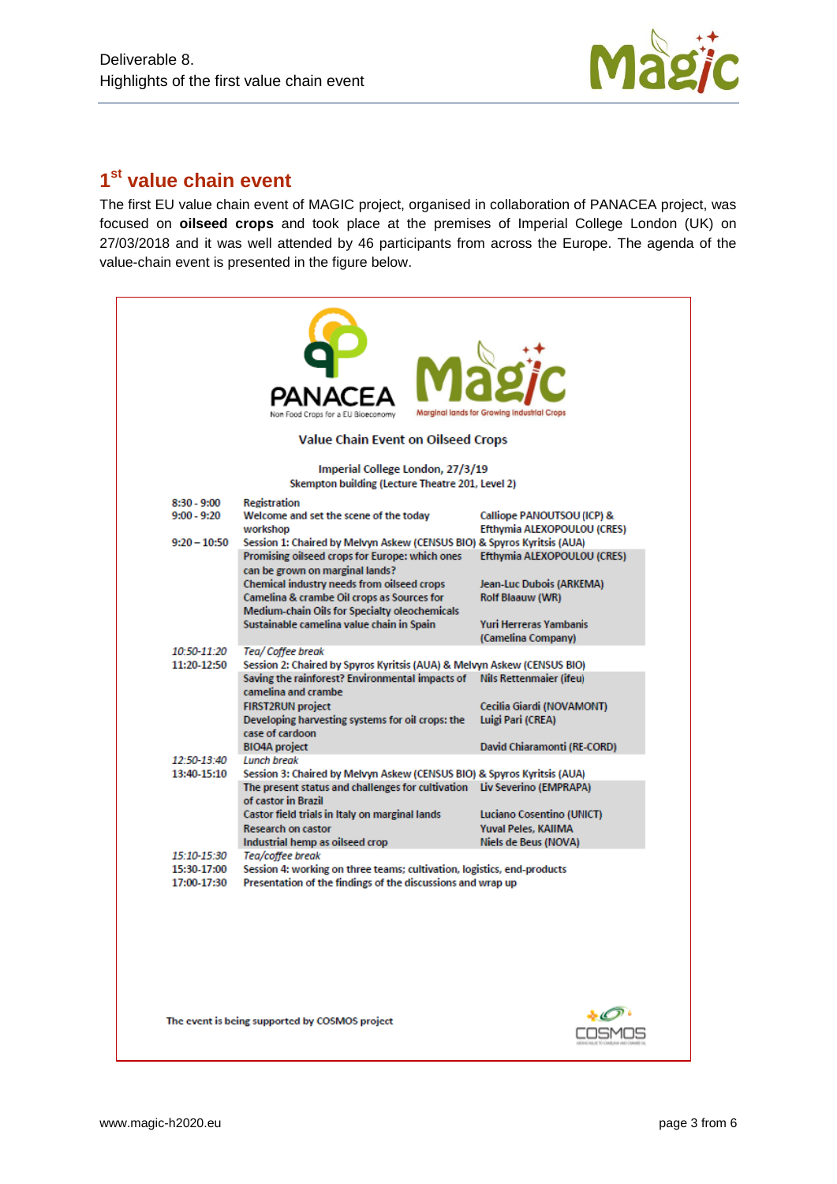## 1[st] value chain event

The first EU value chain event of MAGIC project, organised in collaboration of PANACEA project, was focused on **oilseed crops** and took place at the premises of Imperial College London (UK) on 27/03/2018 and it was well attended by 46 participants from across the Europe. The agenda of the value-chain event is presented in the figure below.

PANACEA
Non Food Crops for a EU Bioeconomy

Magic
Marginal lands for Growing Industrial Crops

**Value Chain Event on Oilseed Crops**

Imperial College London, 27/3/19
Skempton building (Lecture Theatre 201, Level 2)

| Time | Item | Speaker |
|---|---|---|
| 8:30 - 9:00 | Registration | |
| 9:00 - 9:20 | Welcome and set the scene of the today workshop | Calliope PANOUTSOU (ICP) & Efthymia ALEXOPOULOU (CRES) |
| 9:20 – 10:50 | Session 1: Chaired by Melvyn Askew (CENSUS BIO) & Spyros Kyritsis (AUA) | |
| | Promising oilseed crops for Europe: which ones can be grown on marginal lands? | Efthymia ALEXOPOULOU (CRES) |
| | Chemical industry needs from oilseed crops | Jean-Luc Dubois (ARKEMA) |
| | Camelina & crambe Oil crops as Sources for Medium-chain Oils for Specialty oleochemicals | Rolf Blaauw (WR) |
| | Sustainable camelina value chain in Spain | Yuri Herreras Yambanis (Camelina Company) |
| *10:50-11:20* | *Tea/ Coffee break* | |
| 11:20-12:50 | Session 2: Chaired by Spyros Kyritsis (AUA) & Melvyn Askew (CENSUS BIO) | |
| | Saving the rainforest? Environmental impacts of camelina and crambe | Nils Rettenmaier (ifeu) |
| | FIRST2RUN project | Cecilia Giardi (NOVAMONT) |
| | Developing harvesting systems for oil crops: the case of cardoon | Luigi Pari (CREA) |
| | BIO4A project | David Chiaramonti (RE-CORD) |
| *12:50-13:40* | *Lunch break* | |
| 13:40-15:10 | Session 3: Chaired by Melvyn Askew (CENSUS BIO) & Spyros Kyritsis (AUA) | |
| | The present status and challenges for cultivation of castor in Brazil | Liv Severino (EMPRAPA) |
| | Castor field trials in Italy on marginal lands | Luciano Cosentino (UNICT) |
| | Research on castor | Yuval Peles, KAIIMA |
| | Industrial hemp as oilseed crop | Niels de Beus (NOVA) |
| *15:10-15:30* | *Tea/coffee break* | |
| 15:30-17:00 | Session 4: working on three teams; cultivation, logistics, end-products | |
| 17:00-17:30 | Presentation of the findings of the discussions and wrap up | |

The event is being supported by COSMOS project

COSMOS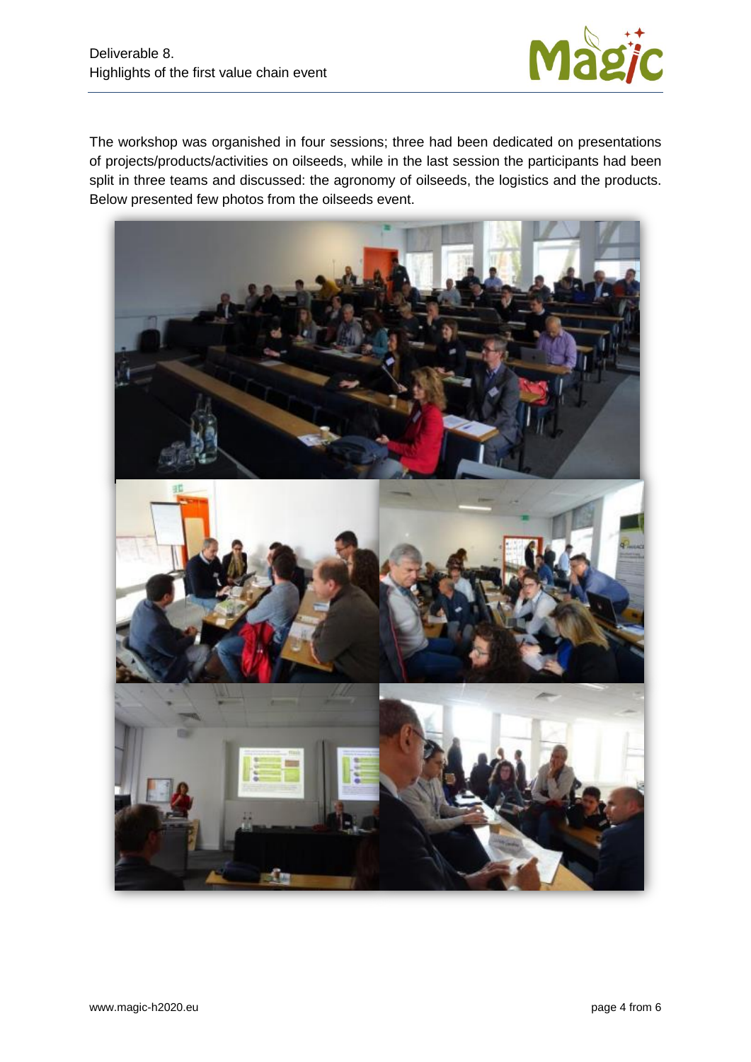The workshop was organised in four sessions; three had been dedicated on presentations of projects/products/activities on oilseeds, while in the last session the participants had been split in three teams and discussed: the agronomy of oilseeds, the logistics and the products. Below presented few photos from the oilseeds event.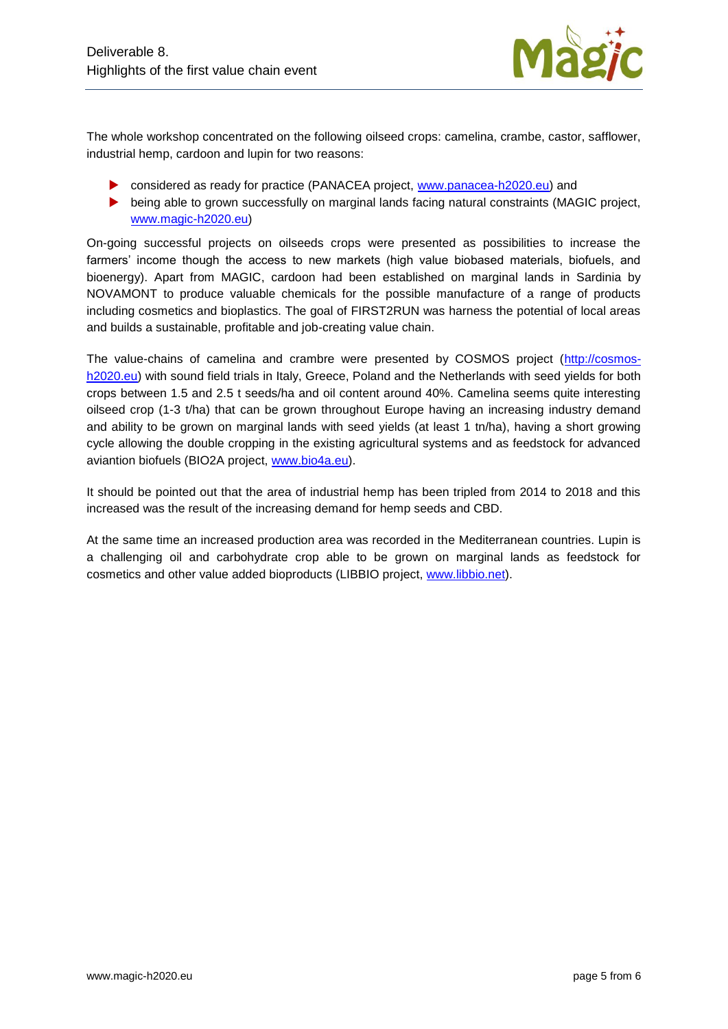The whole workshop concentrated on the following oilseed crops: camelina, crambe, castor, safflower, industrial hemp, cardoon and lupin for two reasons:

- considered as ready for practice (PANACEA project, www.panacea-h2020.eu) and
- being able to grown successfully on marginal lands facing natural constraints (MAGIC project, www.magic-h2020.eu)

On-going successful projects on oilseeds crops were presented as possibilities to increase the farmers' income though the access to new markets (high value biobased materials, biofuels, and bioenergy). Apart from MAGIC, cardoon had been established on marginal lands in Sardinia by NOVAMONT to produce valuable chemicals for the possible manufacture of a range of products including cosmetics and bioplastics. The goal of FIRST2RUN was harness the potential of local areas and builds a sustainable, profitable and job-creating value chain.

The value-chains of camelina and crambre were presented by COSMOS project (http://cosmos-h2020.eu) with sound field trials in Italy, Greece, Poland and the Netherlands with seed yields for both crops between 1.5 and 2.5 t seeds/ha and oil content around 40%. Camelina seems quite interesting oilseed crop (1-3 t/ha) that can be grown throughout Europe having an increasing industry demand and ability to be grown on marginal lands with seed yields (at least 1 tn/ha), having a short growing cycle allowing the double cropping in the existing agricultural systems and as feedstock for advanced aviantion biofuels (BIO2A project, www.bio4a.eu).

It should be pointed out that the area of industrial hemp has been tripled from 2014 to 2018 and this increased was the result of the increasing demand for hemp seeds and CBD.

At the same time an increased production area was recorded in the Mediterranean countries. Lupin is a challenging oil and carbohydrate crop able to be grown on marginal lands as feedstock for cosmetics and other value added bioproducts (LIBBIO project, www.libbio.net).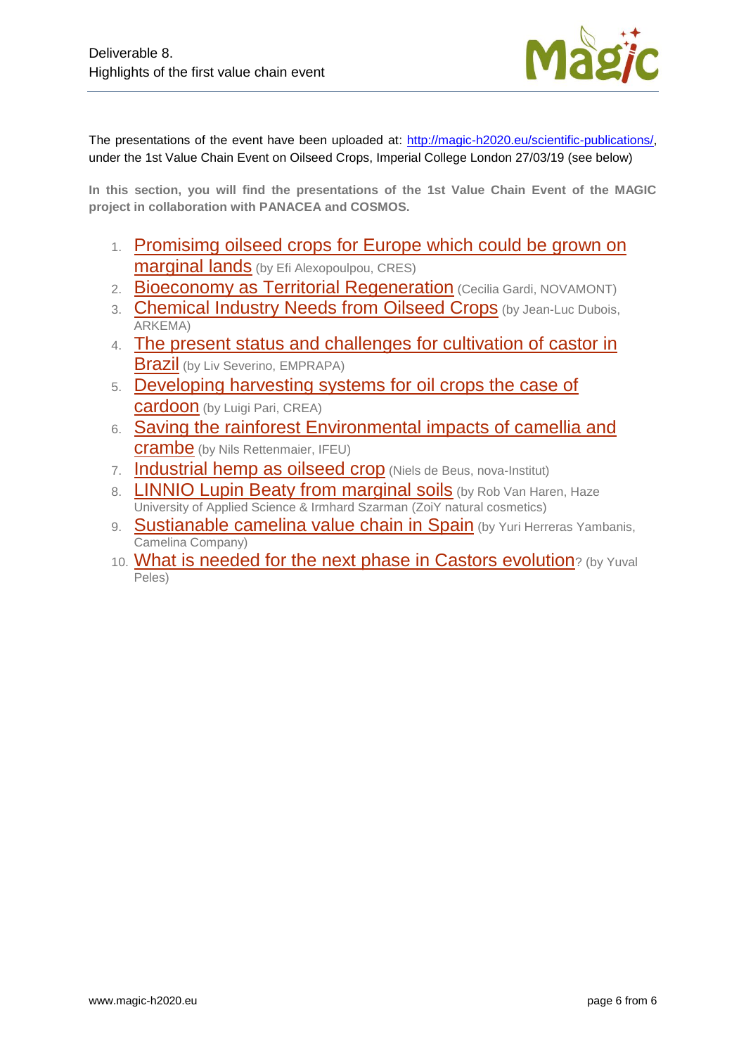The presentations of the event have been uploaded at: http://magic-h2020.eu/scientific-publications/, under the 1st Value Chain Event on Oilseed Crops, Imperial College London 27/03/19 (see below)

**In this section, you will find the presentations of the 1st Value Chain Event of the MAGIC project in collaboration with PANACEA and COSMOS.**

1. Promisimg oilseed crops for Europe which could be grown on marginal lands (by Efi Alexopoulpou, CRES)
2. Bioeconomy as Territorial Regeneration (Cecilia Gardi, NOVAMONT)
3. Chemical Industry Needs from Oilseed Crops (by Jean-Luc Dubois, ARKEMA)
4. The present status and challenges for cultivation of castor in Brazil (by Liv Severino, EMPRAPA)
5. Developing harvesting systems for oil crops the case of cardoon (by Luigi Pari, CREA)
6. Saving the rainforest Environmental impacts of camellia and crambe (by Nils Rettenmaier, IFEU)
7. Industrial hemp as oilseed crop (Niels de Beus, nova-Institut)
8. LINNIO Lupin Beaty from marginal soils (by Rob Van Haren, Haze University of Applied Science & Irmhard Szarman (ZoiY natural cosmetics)
9. Sustianable camelina value chain in Spain (by Yuri Herreras Yambanis, Camelina Company)
10. What is needed for the next phase in Castors evolution? (by Yuval Peles)